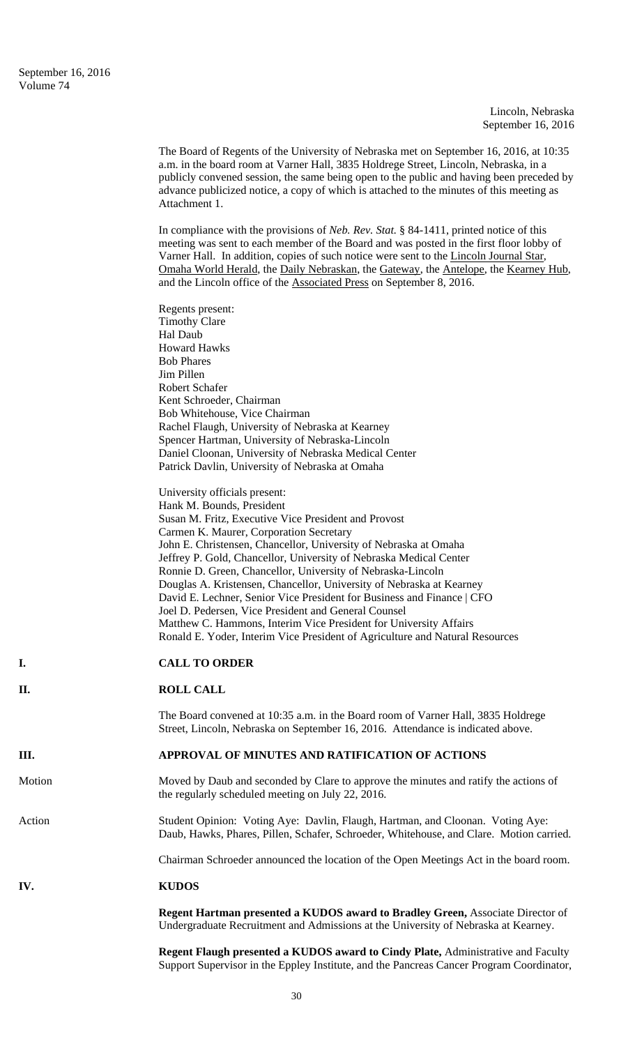Lincoln, Nebraska
September 16, 2016

The Board of Regents of the University of Nebraska met on September 16, 2016, at 10:35 a.m. in the board room at Varner Hall, 3835 Holdrege Street, Lincoln, Nebraska, in a publicly convened session, the same being open to the public and having been preceded by advance publicized notice, a copy of which is attached to the minutes of this meeting as Attachment 1.

In compliance with the provisions of *Neb. Rev. Stat.* § 84-1411, printed notice of this meeting was sent to each member of the Board and was posted in the first floor lobby of Varner Hall. In addition, copies of such notice were sent to the Lincoln Journal Star, Omaha World Herald, the Daily Nebraskan, the Gateway, the Antelope, the Kearney Hub, and the Lincoln office of the Associated Press on September 8, 2016.

Regents present:
Timothy Clare
Hal Daub
Howard Hawks
Bob Phares
Jim Pillen
Robert Schafer
Kent Schroeder, Chairman
Bob Whitehouse, Vice Chairman
Rachel Flaugh, University of Nebraska at Kearney
Spencer Hartman, University of Nebraska-Lincoln
Daniel Cloonan, University of Nebraska Medical Center
Patrick Davlin, University of Nebraska at Omaha

University officials present:
Hank M. Bounds, President
Susan M. Fritz, Executive Vice President and Provost
Carmen K. Maurer, Corporation Secretary
John E. Christensen, Chancellor, University of Nebraska at Omaha
Jeffrey P. Gold, Chancellor, University of Nebraska Medical Center
Ronnie D. Green, Chancellor, University of Nebraska-Lincoln
Douglas A. Kristensen, Chancellor, University of Nebraska at Kearney
David E. Lechner, Senior Vice President for Business and Finance | CFO
Joel D. Pedersen, Vice President and General Counsel
Matthew C. Hammons, Interim Vice President for University Affairs
Ronald E. Yoder, Interim Vice President of Agriculture and Natural Resources

## I. CALL TO ORDER

## II. ROLL CALL

The Board convened at 10:35 a.m. in the Board room of Varner Hall, 3835 Holdrege Street, Lincoln, Nebraska on September 16, 2016. Attendance is indicated above.

## III. APPROVAL OF MINUTES AND RATIFICATION OF ACTIONS

Motion: Moved by Daub and seconded by Clare to approve the minutes and ratify the actions of the regularly scheduled meeting on July 22, 2016.

Action: Student Opinion: Voting Aye: Davlin, Flaugh, Hartman, and Cloonan. Voting Aye: Daub, Hawks, Phares, Pillen, Schafer, Schroeder, Whitehouse, and Clare. Motion carried.

Chairman Schroeder announced the location of the Open Meetings Act in the board room.

## IV. KUDOS

**Regent Hartman presented a KUDOS award to Bradley Green,** Associate Director of Undergraduate Recruitment and Admissions at the University of Nebraska at Kearney.

**Regent Flaugh presented a KUDOS award to Cindy Plate,** Administrative and Faculty Support Supervisor in the Eppley Institute, and the Pancreas Cancer Program Coordinator,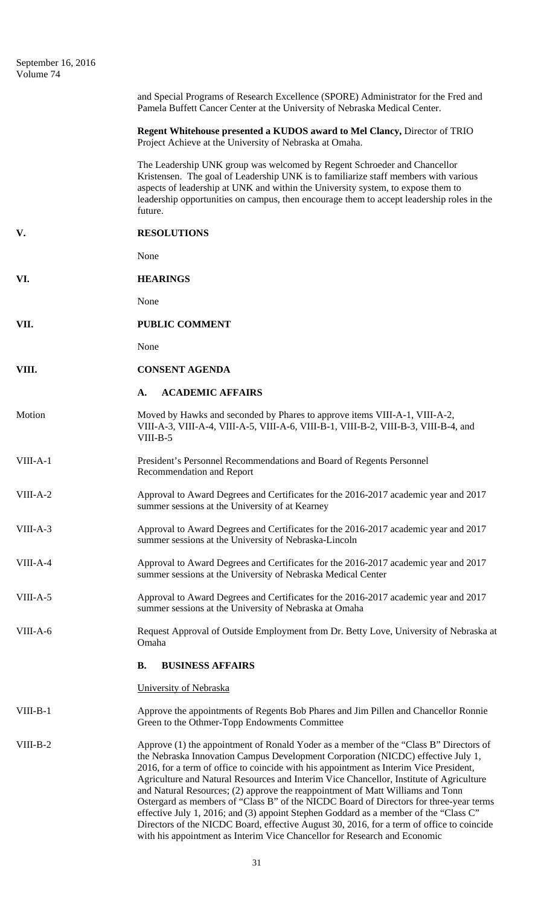and Special Programs of Research Excellence (SPORE) Administrator for the Fred and Pamela Buffett Cancer Center at the University of Nebraska Medical Center.

**Regent Whitehouse presented a KUDOS award to Mel Clancy,** Director of TRIO Project Achieve at the University of Nebraska at Omaha.

The Leadership UNK group was welcomed by Regent Schroeder and Chancellor Kristensen. The goal of Leadership UNK is to familiarize staff members with various aspects of leadership at UNK and within the University system, to expose them to leadership opportunities on campus, then encourage them to accept leadership roles in the future.

## V. RESOLUTIONS

None

## VI. HEARINGS

None

## VII. PUBLIC COMMENT

None

## VIII. CONSENT AGENDA

### A. ACADEMIC AFFAIRS

Motion — Moved by Hawks and seconded by Phares to approve items VIII-A-1, VIII-A-2, VIII-A-3, VIII-A-4, VIII-A-5, VIII-A-6, VIII-B-1, VIII-B-2, VIII-B-3, VIII-B-4, and VIII-B-5

VIII-A-1 — President's Personnel Recommendations and Board of Regents Personnel Recommendation and Report

VIII-A-2 — Approval to Award Degrees and Certificates for the 2016-2017 academic year and 2017 summer sessions at the University of at Kearney

VIII-A-3 — Approval to Award Degrees and Certificates for the 2016-2017 academic year and 2017 summer sessions at the University of Nebraska-Lincoln

VIII-A-4 — Approval to Award Degrees and Certificates for the 2016-2017 academic year and 2017 summer sessions at the University of Nebraska Medical Center

VIII-A-5 — Approval to Award Degrees and Certificates for the 2016-2017 academic year and 2017 summer sessions at the University of Nebraska at Omaha

VIII-A-6 — Request Approval of Outside Employment from Dr. Betty Love, University of Nebraska at Omaha

### B. BUSINESS AFFAIRS

University of Nebraska

VIII-B-1 — Approve the appointments of Regents Bob Phares and Jim Pillen and Chancellor Ronnie Green to the Othmer-Topp Endowments Committee

VIII-B-2 — Approve (1) the appointment of Ronald Yoder as a member of the "Class B" Directors of the Nebraska Innovation Campus Development Corporation (NICDC) effective July 1, 2016, for a term of office to coincide with his appointment as Interim Vice President, Agriculture and Natural Resources and Interim Vice Chancellor, Institute of Agriculture and Natural Resources; (2) approve the reappointment of Matt Williams and Tonn Ostergard as members of "Class B" of the NICDC Board of Directors for three-year terms effective July 1, 2016; and (3) appoint Stephen Goddard as a member of the "Class C" Directors of the NICDC Board, effective August 30, 2016, for a term of office to coincide with his appointment as Interim Vice Chancellor for Research and Economic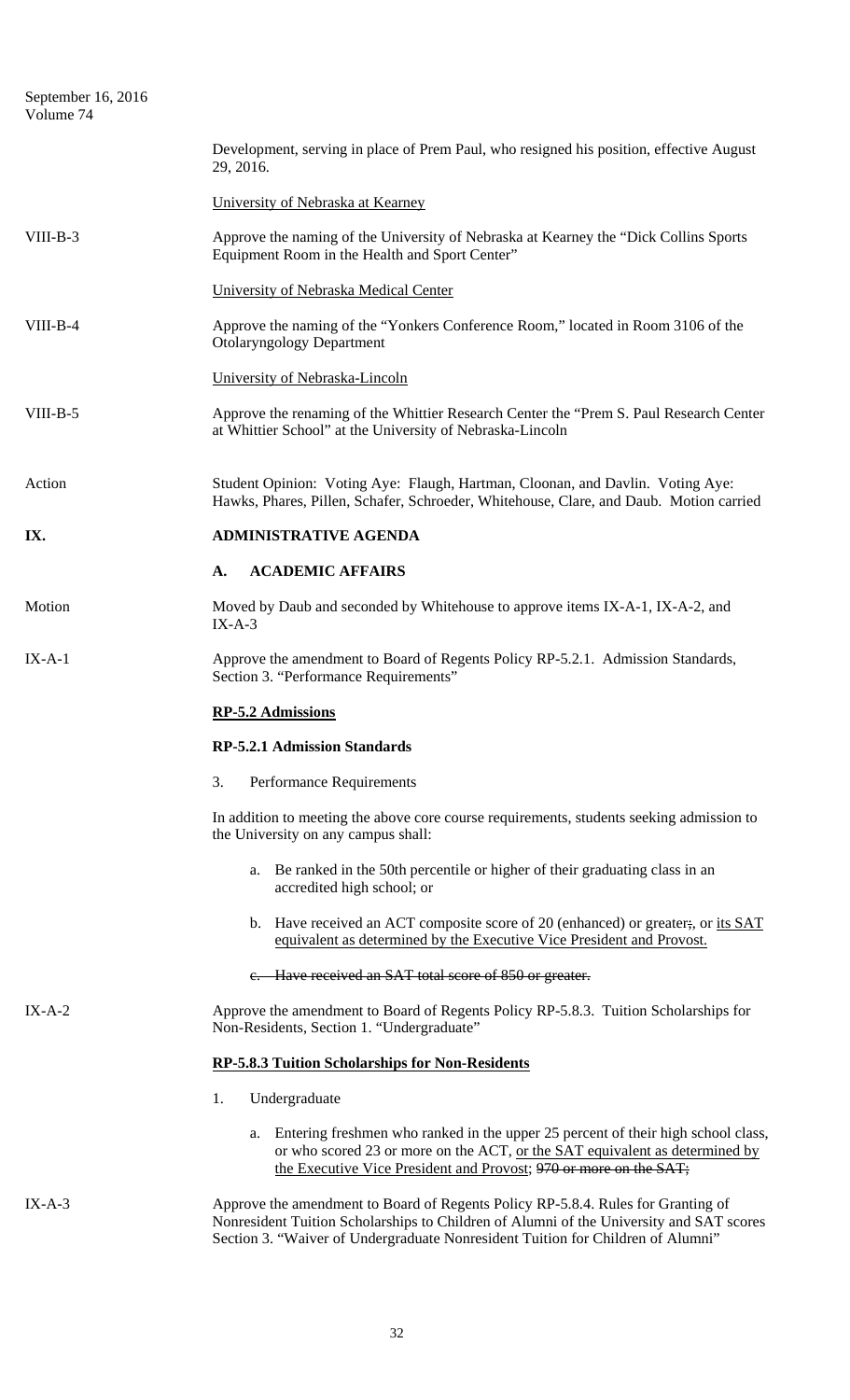Development, serving in place of Prem Paul, who resigned his position, effective August 29, 2016.

University of Nebraska at Kearney

VIII-B-3 Approve the naming of the University of Nebraska at Kearney the "Dick Collins Sports Equipment Room in the Health and Sport Center"

University of Nebraska Medical Center

VIII-B-4 Approve the naming of the "Yonkers Conference Room," located in Room 3106 of the Otolaryngology Department

University of Nebraska-Lincoln

VIII-B-5 Approve the renaming of the Whittier Research Center the "Prem S. Paul Research Center at Whittier School" at the University of Nebraska-Lincoln

Action Student Opinion: Voting Aye: Flaugh, Hartman, Cloonan, and Davlin. Voting Aye: Hawks, Phares, Pillen, Schafer, Schroeder, Whitehouse, Clare, and Daub. Motion carried

## IX. ADMINISTRATIVE AGENDA

### A. ACADEMIC AFFAIRS

Motion Moved by Daub and seconded by Whitehouse to approve items IX-A-1, IX-A-2, and IX-A-3

IX-A-1 Approve the amendment to Board of Regents Policy RP-5.2.1. Admission Standards, Section 3. "Performance Requirements"

**RP-5.2 Admissions**

**RP-5.2.1 Admission Standards**

3. Performance Requirements

In addition to meeting the above core course requirements, students seeking admission to the University on any campus shall:

a. Be ranked in the 50th percentile or higher of their graduating class in an accredited high school; or

b. Have received an ACT composite score of 20 (enhanced) or greater~~;~~, or its SAT equivalent as determined by the Executive Vice President and Provost.

~~c. Have received an SAT total score of 850 or greater.~~

IX-A-2 Approve the amendment to Board of Regents Policy RP-5.8.3. Tuition Scholarships for Non-Residents, Section 1. "Undergraduate"

**RP-5.8.3 Tuition Scholarships for Non-Residents**

1. Undergraduate

a. Entering freshmen who ranked in the upper 25 percent of their high school class, or who scored 23 or more on the ACT, or the SAT equivalent as determined by the Executive Vice President and Provost; ~~970 or more on the SAT;~~

IX-A-3 Approve the amendment to Board of Regents Policy RP-5.8.4. Rules for Granting of Nonresident Tuition Scholarships to Children of Alumni of the University and SAT scores Section 3. "Waiver of Undergraduate Nonresident Tuition for Children of Alumni"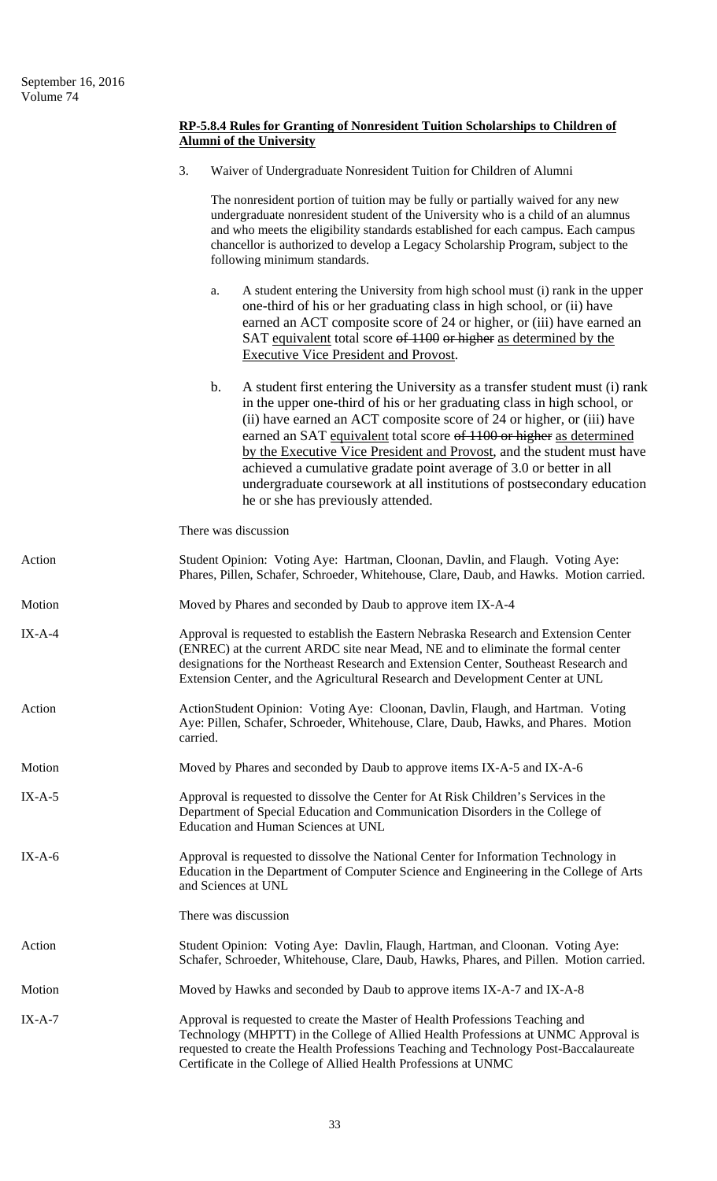**RP-5.8.4 Rules for Granting of Nonresident Tuition Scholarships to Children of Alumni of the University**

3. Waiver of Undergraduate Nonresident Tuition for Children of Alumni

   The nonresident portion of tuition may be fully or partially waived for any new undergraduate nonresident student of the University who is a child of an alumnus and who meets the eligibility standards established for each campus. Each campus chancellor is authorized to develop a Legacy Scholarship Program, subject to the following minimum standards.

   a. A student entering the University from high school must (i) rank in the upper one-third of his or her graduating class in high school, or (ii) have earned an ACT composite score of 24 or higher, or (iii) have earned an SAT equivalent total score ~~of 1100 or higher~~ as determined by the Executive Vice President and Provost.

   b. A student first entering the University as a transfer student must (i) rank in the upper one-third of his or her graduating class in high school, or (ii) have earned an ACT composite score of 24 or higher, or (iii) have earned an SAT equivalent total score ~~of 1100 or higher~~ as determined by the Executive Vice President and Provost, and the student must have achieved a cumulative gradate point average of 3.0 or better in all undergraduate coursework at all institutions of postsecondary education he or she has previously attended.

There was discussion

Action — Student Opinion: Voting Aye: Hartman, Cloonan, Davlin, and Flaugh. Voting Aye: Phares, Pillen, Schafer, Schroeder, Whitehouse, Clare, Daub, and Hawks. Motion carried.

Motion — Moved by Phares and seconded by Daub to approve item IX-A-4

IX-A-4 — Approval is requested to establish the Eastern Nebraska Research and Extension Center (ENREC) at the current ARDC site near Mead, NE and to eliminate the formal center designations for the Northeast Research and Extension Center, Southeast Research and Extension Center, and the Agricultural Research and Development Center at UNL

Action — ActionStudent Opinion: Voting Aye: Cloonan, Davlin, Flaugh, and Hartman. Voting Aye: Pillen, Schafer, Schroeder, Whitehouse, Clare, Daub, Hawks, and Phares. Motion carried.

Motion — Moved by Phares and seconded by Daub to approve items IX-A-5 and IX-A-6

IX-A-5 — Approval is requested to dissolve the Center for At Risk Children's Services in the Department of Special Education and Communication Disorders in the College of Education and Human Sciences at UNL

IX-A-6 — Approval is requested to dissolve the National Center for Information Technology in Education in the Department of Computer Science and Engineering in the College of Arts and Sciences at UNL

There was discussion

Action — Student Opinion: Voting Aye: Davlin, Flaugh, Hartman, and Cloonan. Voting Aye: Schafer, Schroeder, Whitehouse, Clare, Daub, Hawks, Phares, and Pillen. Motion carried.

Motion — Moved by Hawks and seconded by Daub to approve items IX-A-7 and IX-A-8

IX-A-7 — Approval is requested to create the Master of Health Professions Teaching and Technology (MHPTT) in the College of Allied Health Professions at UNMC Approval is requested to create the Health Professions Teaching and Technology Post-Baccalaureate Certificate in the College of Allied Health Professions at UNMC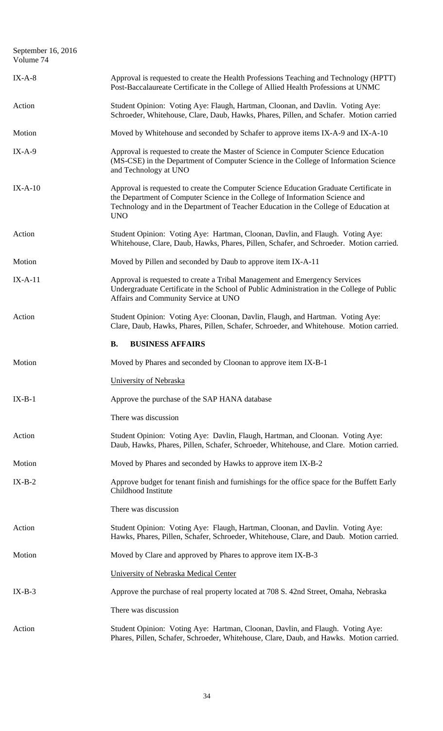| | |
|---|---|
| IX-A-8 | Approval is requested to create the Health Professions Teaching and Technology (HPTT) Post-Baccalaureate Certificate in the College of Allied Health Professions at UNMC |
| Action | Student Opinion: Voting Aye: Flaugh, Hartman, Cloonan, and Davlin. Voting Aye: Schroeder, Whitehouse, Clare, Daub, Hawks, Phares, Pillen, and Schafer. Motion carried |
| Motion | Moved by Whitehouse and seconded by Schafer to approve items IX-A-9 and IX-A-10 |
| IX-A-9 | Approval is requested to create the Master of Science in Computer Science Education (MS-CSE) in the Department of Computer Science in the College of Information Science and Technology at UNO |
| IX-A-10 | Approval is requested to create the Computer Science Education Graduate Certificate in the Department of Computer Science in the College of Information Science and Technology and in the Department of Teacher Education in the College of Education at UNO |
| Action | Student Opinion: Voting Aye: Hartman, Cloonan, Davlin, and Flaugh. Voting Aye: Whitehouse, Clare, Daub, Hawks, Phares, Pillen, Schafer, and Schroeder. Motion carried. |
| Motion | Moved by Pillen and seconded by Daub to approve item IX-A-11 |
| IX-A-11 | Approval is requested to create a Tribal Management and Emergency Services Undergraduate Certificate in the School of Public Administration in the College of Public Affairs and Community Service at UNO |
| Action | Student Opinion: Voting Aye: Cloonan, Davlin, Flaugh, and Hartman. Voting Aye: Clare, Daub, Hawks, Phares, Pillen, Schafer, Schroeder, and Whitehouse. Motion carried. |

**B. BUSINESS AFFAIRS**

| | |
|---|---|
| Motion | Moved by Phares and seconded by Cloonan to approve item IX-B-1 |
| | University of Nebraska |
| IX-B-1 | Approve the purchase of the SAP HANA database |
| | There was discussion |
| Action | Student Opinion: Voting Aye: Davlin, Flaugh, Hartman, and Cloonan. Voting Aye: Daub, Hawks, Phares, Pillen, Schafer, Schroeder, Whitehouse, and Clare. Motion carried. |
| Motion | Moved by Phares and seconded by Hawks to approve item IX-B-2 |
| IX-B-2 | Approve budget for tenant finish and furnishings for the office space for the Buffett Early Childhood Institute |
| | There was discussion |
| Action | Student Opinion: Voting Aye: Flaugh, Hartman, Cloonan, and Davlin. Voting Aye: Hawks, Phares, Pillen, Schafer, Schroeder, Whitehouse, Clare, and Daub. Motion carried. |
| Motion | Moved by Clare and approved by Phares to approve item IX-B-3 |
| | University of Nebraska Medical Center |
| IX-B-3 | Approve the purchase of real property located at 708 S. 42nd Street, Omaha, Nebraska |
| | There was discussion |
| Action | Student Opinion: Voting Aye: Hartman, Cloonan, Davlin, and Flaugh. Voting Aye: Phares, Pillen, Schafer, Schroeder, Whitehouse, Clare, Daub, and Hawks. Motion carried. |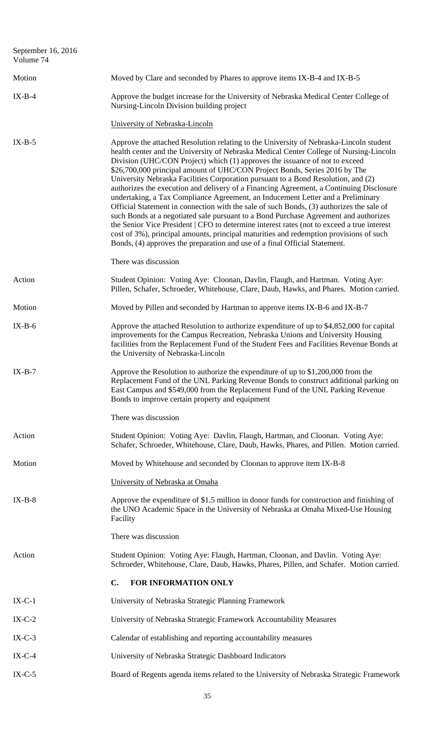Motion — Moved by Clare and seconded by Phares to approve items IX-B-4 and IX-B-5

IX-B-4 — Approve the budget increase for the University of Nebraska Medical Center College of Nursing-Lincoln Division building project

University of Nebraska-Lincoln

IX-B-5 — Approve the attached Resolution relating to the University of Nebraska-Lincoln student health center and the University of Nebraska Medical Center College of Nursing-Lincoln Division (UHC/CON Project) which (1) approves the issuance of not to exceed \$26,700,000 principal amount of UHC/CON Project Bonds, Series 2016 by The University Nebraska Facilities Corporation pursuant to a Bond Resolution, and (2) authorizes the execution and delivery of a Financing Agreement, a Continuing Disclosure undertaking, a Tax Compliance Agreement, an Inducement Letter and a Preliminary Official Statement in connection with the sale of such Bonds, (3) authorizes the sale of such Bonds at a negotiated sale pursuant to a Bond Purchase Agreement and authorizes the Senior Vice President | CFO to determine interest rates (not to exceed a true interest cost of 3%), principal amounts, principal maturities and redemption provisions of such Bonds, (4) approves the preparation and use of a final Official Statement.

There was discussion

Action — Student Opinion: Voting Aye: Cloonan, Davlin, Flaugh, and Hartman. Voting Aye: Pillen, Schafer, Schroeder, Whitehouse, Clare, Daub, Hawks, and Phares. Motion carried.

Motion — Moved by Pillen and seconded by Hartman to approve items IX-B-6 and IX-B-7

IX-B-6 — Approve the attached Resolution to authorize expenditure of up to \$4,852,000 for capital improvements for the Campus Recreation, Nebraska Unions and University Housing facilities from the Replacement Fund of the Student Fees and Facilities Revenue Bonds at the University of Nebraska-Lincoln

IX-B-7 — Approve the Resolution to authorize the expenditure of up to \$1,200,000 from the Replacement Fund of the UNL Parking Revenue Bonds to construct additional parking on East Campus and \$549,000 from the Replacement Fund of the UNL Parking Revenue Bonds to improve certain property and equipment

There was discussion

Action — Student Opinion: Voting Aye: Davlin, Flaugh, Hartman, and Cloonan. Voting Aye: Schafer, Schroeder, Whitehouse, Clare, Daub, Hawks, Phares, and Pillen. Motion carried.

Motion — Moved by Whitehouse and seconded by Cloonan to approve item IX-B-8

University of Nebraska at Omaha

IX-B-8 — Approve the expenditure of \$1.5 million in donor funds for construction and finishing of the UNO Academic Space in the University of Nebraska at Omaha Mixed-Use Housing Facility

There was discussion

Action — Student Opinion: Voting Aye: Flaugh, Hartman, Cloonan, and Davlin. Voting Aye: Schroeder, Whitehouse, Clare, Daub, Hawks, Phares, Pillen, and Schafer. Motion carried.

**C. FOR INFORMATION ONLY**

IX-C-1 — University of Nebraska Strategic Planning Framework

IX-C-2 — University of Nebraska Strategic Framework Accountability Measures

IX-C-3 — Calendar of establishing and reporting accountability measures

IX-C-4 — University of Nebraska Strategic Dashboard Indicators

IX-C-5 — Board of Regents agenda items related to the University of Nebraska Strategic Framework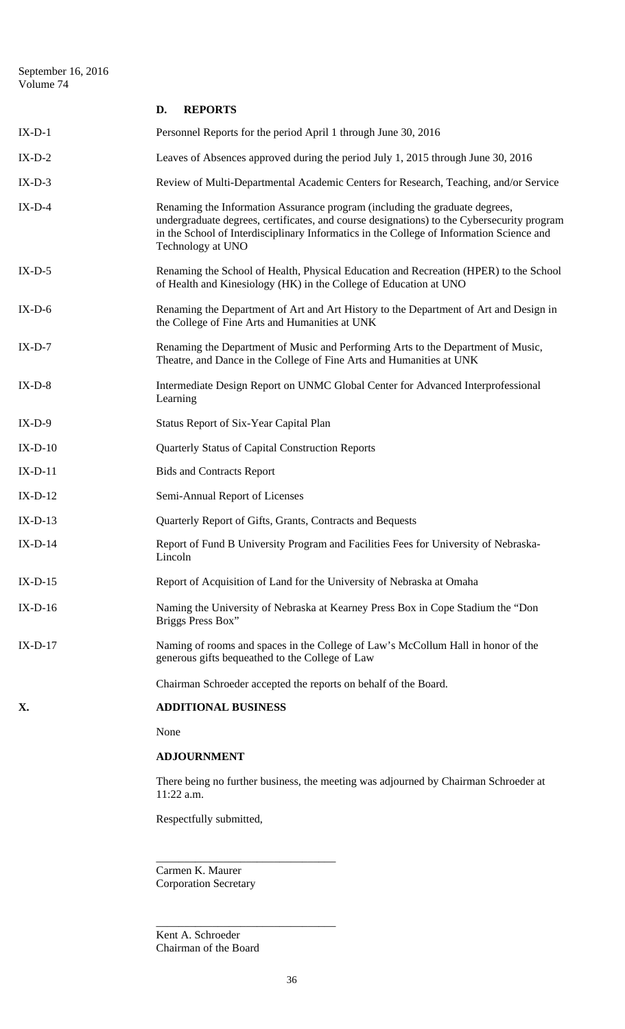### D. REPORTS

| | |
|---|---|
| IX-D-1 | Personnel Reports for the period April 1 through June 30, 2016 |
| IX-D-2 | Leaves of Absences approved during the period July 1, 2015 through June 30, 2016 |
| IX-D-3 | Review of Multi-Departmental Academic Centers for Research, Teaching, and/or Service |
| IX-D-4 | Renaming the Information Assurance program (including the graduate degrees, undergraduate degrees, certificates, and course designations) to the Cybersecurity program in the School of Interdisciplinary Informatics in the College of Information Science and Technology at UNO |
| IX-D-5 | Renaming the School of Health, Physical Education and Recreation (HPER) to the School of Health and Kinesiology (HK) in the College of Education at UNO |
| IX-D-6 | Renaming the Department of Art and Art History to the Department of Art and Design in the College of Fine Arts and Humanities at UNK |
| IX-D-7 | Renaming the Department of Music and Performing Arts to the Department of Music, Theatre, and Dance in the College of Fine Arts and Humanities at UNK |
| IX-D-8 | Intermediate Design Report on UNMC Global Center for Advanced Interprofessional Learning |
| IX-D-9 | Status Report of Six-Year Capital Plan |
| IX-D-10 | Quarterly Status of Capital Construction Reports |
| IX-D-11 | Bids and Contracts Report |
| IX-D-12 | Semi-Annual Report of Licenses |
| IX-D-13 | Quarterly Report of Gifts, Grants, Contracts and Bequests |
| IX-D-14 | Report of Fund B University Program and Facilities Fees for University of Nebraska-Lincoln |
| IX-D-15 | Report of Acquisition of Land for the University of Nebraska at Omaha |
| IX-D-16 | Naming the University of Nebraska at Kearney Press Box in Cope Stadium the "Don Briggs Press Box" |
| IX-D-17 | Naming of rooms and spaces in the College of Law's McCollum Hall in honor of the generous gifts bequeathed to the College of Law |

Chairman Schroeder accepted the reports on behalf of the Board.

## X. ADDITIONAL BUSINESS

None

## ADJOURNMENT

There being no further business, the meeting was adjourned by Chairman Schroeder at 11:22 a.m.

Respectfully submitted,

\_\_\_\_\_\_\_\_\_\_\_\_\_\_\_\_\_\_\_\_\_\_\_\_\_\_\_\_\_\_\_\_

Carmen K. Maurer
Corporation Secretary

\_\_\_\_\_\_\_\_\_\_\_\_\_\_\_\_\_\_\_\_\_\_\_\_\_\_\_\_\_\_\_\_

Kent A. Schroeder
Chairman of the Board